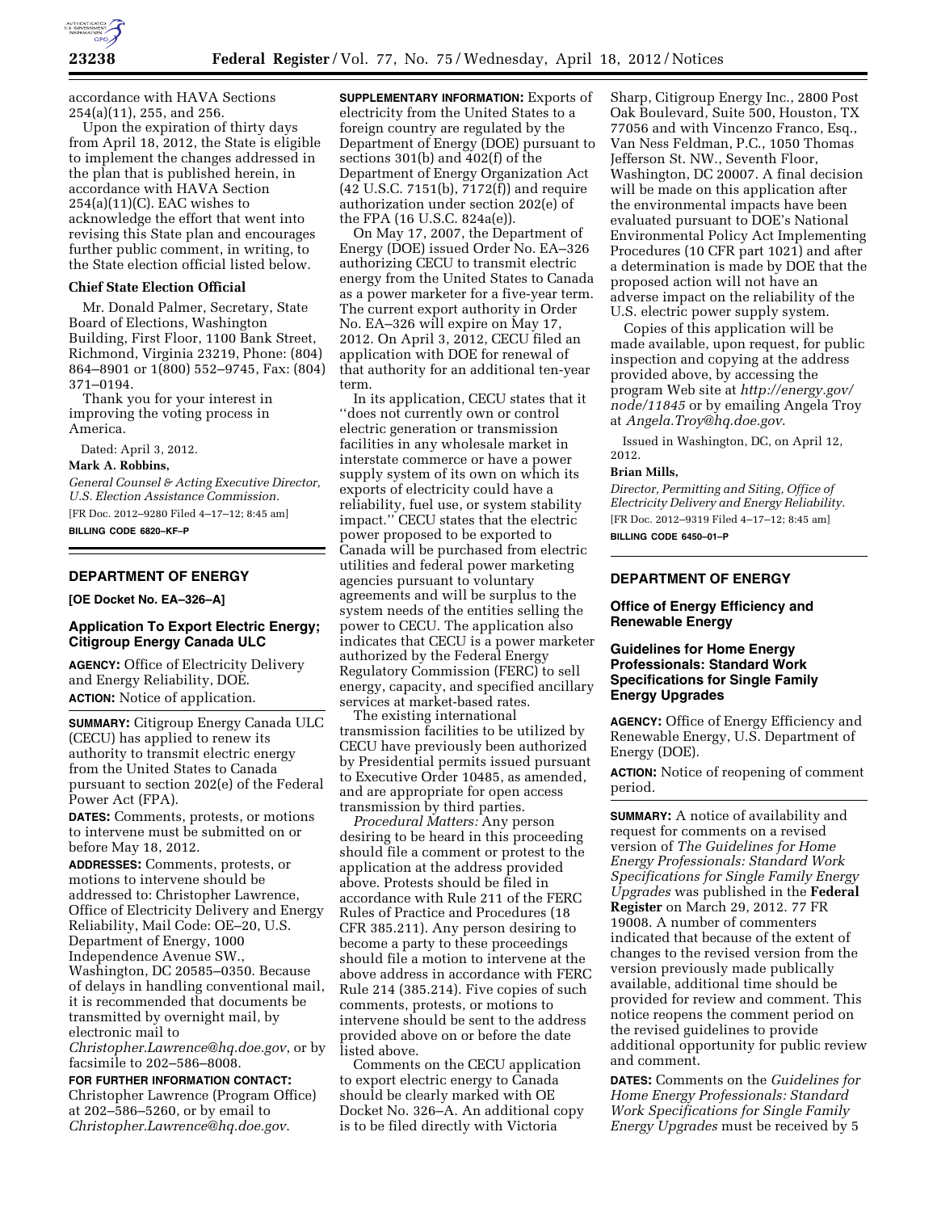accordance with HAVA Sections 254(a)(11), 255, and 256.

Upon the expiration of thirty days from April 18, 2012, the State is eligible to implement the changes addressed in the plan that is published herein, in accordance with HAVA Section 254(a)(11)(C). EAC wishes to acknowledge the effort that went into revising this State plan and encourages further public comment, in writing, to the State election official listed below.

### Chief State Election Official

Mr. Donald Palmer, Secretary, State Board of Elections, Washington Building, First Floor, 1100 Bank Street, Richmond, Virginia 23219, Phone: (804) 864–8901 or 1(800) 552–9745, Fax: (804) 371–0194.

Thank you for your interest in improving the voting process in America.

Dated: April 3, 2012.

**Mark A. Robbins,**

*General Counsel & Acting Executive Director, U.S. Election Assistance Commission.*

[FR Doc. 2012–9280 Filed 4–17–12; 8:45 am]

**BILLING CODE 6820–KF–P**

## DEPARTMENT OF ENERGY

**[OE Docket No. EA–326–A]**

### Application To Export Electric Energy; Citigroup Energy Canada ULC

**AGENCY:** Office of Electricity Delivery and Energy Reliability, DOE.

**ACTION:** Notice of application.

**SUMMARY:** Citigroup Energy Canada ULC (CECU) has applied to renew its authority to transmit electric energy from the United States to Canada pursuant to section 202(e) of the Federal Power Act (FPA).

**DATES:** Comments, protests, or motions to intervene must be submitted on or before May 18, 2012.

**ADDRESSES:** Comments, protests, or motions to intervene should be addressed to: Christopher Lawrence, Office of Electricity Delivery and Energy Reliability, Mail Code: OE–20, U.S. Department of Energy, 1000 Independence Avenue SW., Washington, DC 20585–0350. Because of delays in handling conventional mail, it is recommended that documents be transmitted by overnight mail, by electronic mail to *Christopher.Lawrence@hq.doe.gov*, or by facsimile to 202–586–8008.

**FOR FURTHER INFORMATION CONTACT:** Christopher Lawrence (Program Office) at 202–586–5260, or by email to *Christopher.Lawrence@hq.doe.gov*.

**SUPPLEMENTARY INFORMATION:** Exports of electricity from the United States to a foreign country are regulated by the Department of Energy (DOE) pursuant to sections 301(b) and 402(f) of the Department of Energy Organization Act (42 U.S.C. 7151(b), 7172(f)) and require authorization under section 202(e) of the FPA (16 U.S.C. 824a(e)).

On May 17, 2007, the Department of Energy (DOE) issued Order No. EA–326 authorizing CECU to transmit electric energy from the United States to Canada as a power marketer for a five-year term. The current export authority in Order No. EA–326 will expire on May 17, 2012. On April 3, 2012, CECU filed an application with DOE for renewal of that authority for an additional ten-year term.

In its application, CECU states that it "does not currently own or control electric generation or transmission facilities in any wholesale market in interstate commerce or have a power supply system of its own on which its exports of electricity could have a reliability, fuel use, or system stability impact." CECU states that the electric power proposed to be exported to Canada will be purchased from electric utilities and federal power marketing agencies pursuant to voluntary agreements and will be surplus to the system needs of the entities selling the power to CECU. The application also indicates that CECU is a power marketer authorized by the Federal Energy Regulatory Commission (FERC) to sell energy, capacity, and specified ancillary services at market-based rates.

The existing international transmission facilities to be utilized by CECU have previously been authorized by Presidential permits issued pursuant to Executive Order 10485, as amended, and are appropriate for open access transmission by third parties.

*Procedural Matters:* Any person desiring to be heard in this proceeding should file a comment or protest to the application at the address provided above. Protests should be filed in accordance with Rule 211 of the FERC Rules of Practice and Procedures (18 CFR 385.211). Any person desiring to become a party to these proceedings should file a motion to intervene at the above address in accordance with FERC Rule 214 (385.214). Five copies of such comments, protests, or motions to intervene should be sent to the address provided above on or before the date listed above.

Comments on the CECU application to export electric energy to Canada should be clearly marked with OE Docket No. 326–A. An additional copy is to be filed directly with Victoria Sharp, Citigroup Energy Inc., 2800 Post Oak Boulevard, Suite 500, Houston, TX 77056 and with Vincenzo Franco, Esq., Van Ness Feldman, P.C., 1050 Thomas Jefferson St. NW., Seventh Floor, Washington, DC 20007. A final decision will be made on this application after the environmental impacts have been evaluated pursuant to DOE's National Environmental Policy Act Implementing Procedures (10 CFR part 1021) and after a determination is made by DOE that the proposed action will not have an adverse impact on the reliability of the U.S. electric power supply system.

Copies of this application will be made available, upon request, for public inspection and copying at the address provided above, by accessing the program Web site at *http://energy.gov/node/11845* or by emailing Angela Troy at *Angela.Troy@hq.doe.gov*.

Issued in Washington, DC, on April 12, 2012.

**Brian Mills,**

*Director, Permitting and Siting, Office of Electricity Delivery and Energy Reliability.*

[FR Doc. 2012–9319 Filed 4–17–12; 8:45 am]

**BILLING CODE 6450–01–P**

## DEPARTMENT OF ENERGY

### Office of Energy Efficiency and Renewable Energy

### Guidelines for Home Energy Professionals: Standard Work Specifications for Single Family Energy Upgrades

**AGENCY:** Office of Energy Efficiency and Renewable Energy, U.S. Department of Energy (DOE).

**ACTION:** Notice of reopening of comment period.

**SUMMARY:** A notice of availability and request for comments on a revised version of *The Guidelines for Home Energy Professionals: Standard Work Specifications for Single Family Energy Upgrades* was published in the **Federal Register** on March 29, 2012. 77 FR 19008. A number of commenters indicated that because of the extent of changes to the revised version from the version previously made publically available, additional time should be provided for review and comment. This notice reopens the comment period on the revised guidelines to provide additional opportunity for public review and comment.

**DATES:** Comments on the *Guidelines for Home Energy Professionals: Standard Work Specifications for Single Family Energy Upgrades* must be received by 5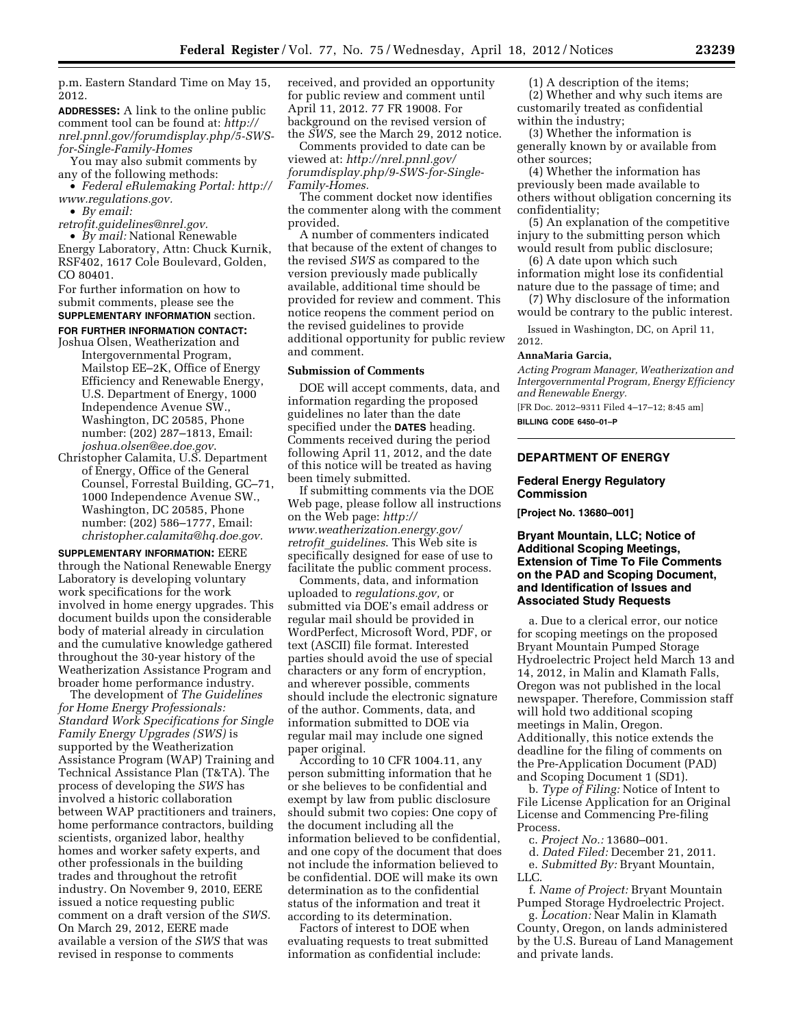p.m. Eastern Standard Time on May 15, 2012.

**ADDRESSES:** A link to the online public comment tool can be found at: *http://nrel.pnnl.gov/forumdisplay.php/5-SWS-for-Single-Family-Homes*

You may also submit comments by any of the following methods:

- *Federal eRulemaking Portal: http://www.regulations.gov.*
- *By email: retrofit.guidelines@nrel.gov.*
- *By mail:* National Renewable Energy Laboratory, Attn: Chuck Kurnik, RSF402, 1617 Cole Boulevard, Golden, CO 80401.

For further information on how to submit comments, please see the **SUPPLEMENTARY INFORMATION** section.

**FOR FURTHER INFORMATION CONTACT:**

Joshua Olsen, Weatherization and Intergovernmental Program, Mailstop EE–2K, Office of Energy Efficiency and Renewable Energy, U.S. Department of Energy, 1000 Independence Avenue SW., Washington, DC 20585, Phone number: (202) 287–1813, Email: *joshua.olsen@ee.doe.gov*.

Christopher Calamita, U.S. Department of Energy, Office of the General Counsel, Forrestal Building, GC–71, 1000 Independence Avenue SW., Washington, DC 20585, Phone number: (202) 586–1777, Email: *christopher.calamita@hq.doe.gov.*

**SUPPLEMENTARY INFORMATION:** EERE through the National Renewable Energy Laboratory is developing voluntary work specifications for the work involved in home energy upgrades. This document builds upon the considerable body of material already in circulation and the cumulative knowledge gathered throughout the 30-year history of the Weatherization Assistance Program and broader home performance industry.

The development of *The Guidelines for Home Energy Professionals: Standard Work Specifications for Single Family Energy Upgrades (SWS)* is supported by the Weatherization Assistance Program (WAP) Training and Technical Assistance Plan (T&TA). The process of developing the *SWS* has involved a historic collaboration between WAP practitioners and trainers, home performance contractors, building scientists, organized labor, healthy homes and worker safety experts, and other professionals in the building trades and throughout the retrofit industry. On November 9, 2010, EERE issued a notice requesting public comment on a draft version of the *SWS.* On March 29, 2012, EERE made available a version of the *SWS* that was revised in response to comments received, and provided an opportunity for public review and comment until April 11, 2012. 77 FR 19008. For background on the revised version of the *SWS,* see the March 29, 2012 notice.

Comments provided to date can be viewed at: *http://nrel.pnnl.gov/forumdisplay.php/9-SWS-for-Single-Family-Homes.*

The comment docket now identifies the commenter along with the comment provided.

A number of commenters indicated that because of the extent of changes to the revised *SWS* as compared to the version previously made publically available, additional time should be provided for review and comment. This notice reopens the comment period on the revised guidelines to provide additional opportunity for public review and comment.

### Submission of Comments

DOE will accept comments, data, and information regarding the proposed guidelines no later than the date specified under the **DATES** heading. Comments received during the period following April 11, 2012, and the date of this notice will be treated as having been timely submitted.

If submitting comments via the DOE Web page, please follow all instructions on the Web page: *http://www.weatherization.energy.gov/retrofit_guidelines*. This Web site is specifically designed for ease of use to facilitate the public comment process.

Comments, data, and information uploaded to *regulations.gov,* or submitted via DOE's email address or regular mail should be provided in WordPerfect, Microsoft Word, PDF, or text (ASCII) file format. Interested parties should avoid the use of special characters or any form of encryption, and wherever possible, comments should include the electronic signature of the author. Comments, data, and information submitted to DOE via regular mail may include one signed paper original.

According to 10 CFR 1004.11, any person submitting information that he or she believes to be confidential and exempt by law from public disclosure should submit two copies: One copy of the document including all the information believed to be confidential, and one copy of the document that does not include the information believed to be confidential. DOE will make its own determination as to the confidential status of the information and treat it according to its determination.

Factors of interest to DOE when evaluating requests to treat submitted information as confidential include:

(1) A description of the items;

(2) Whether and why such items are customarily treated as confidential within the industry;

(3) Whether the information is generally known by or available from other sources;

(4) Whether the information has previously been made available to others without obligation concerning its confidentiality;

(5) An explanation of the competitive injury to the submitting person which would result from public disclosure;

(6) A date upon which such information might lose its confidential nature due to the passage of time; and

(7) Why disclosure of the information would be contrary to the public interest.

Issued in Washington, DC, on April 11, 2012.

**AnnaMaria Garcia,**

*Acting Program Manager, Weatherization and Intergovernmental Program, Energy Efficiency and Renewable Energy.*

[FR Doc. 2012–9311 Filed 4–17–12; 8:45 am]

**BILLING CODE 6450–01–P**

---

## DEPARTMENT OF ENERGY

### Federal Energy Regulatory Commission

**[Project No. 13680–001]**

### Bryant Mountain, LLC; Notice of Additional Scoping Meetings, Extension of Time To File Comments on the PAD and Scoping Document, and Identification of Issues and Associated Study Requests

a. Due to a clerical error, our notice for scoping meetings on the proposed Bryant Mountain Pumped Storage Hydroelectric Project held March 13 and 14, 2012, in Malin and Klamath Falls, Oregon was not published in the local newspaper. Therefore, Commission staff will hold two additional scoping meetings in Malin, Oregon. Additionally, this notice extends the deadline for the filing of comments on the Pre-Application Document (PAD) and Scoping Document 1 (SD1).

b. *Type of Filing:* Notice of Intent to File License Application for an Original License and Commencing Pre-filing Process.

c. *Project No.:* 13680–001.

d. *Dated Filed:* December 21, 2011.

e. *Submitted By:* Bryant Mountain, LLC.

f. *Name of Project:* Bryant Mountain Pumped Storage Hydroelectric Project.

g. *Location:* Near Malin in Klamath County, Oregon, on lands administered by the U.S. Bureau of Land Management and private lands.